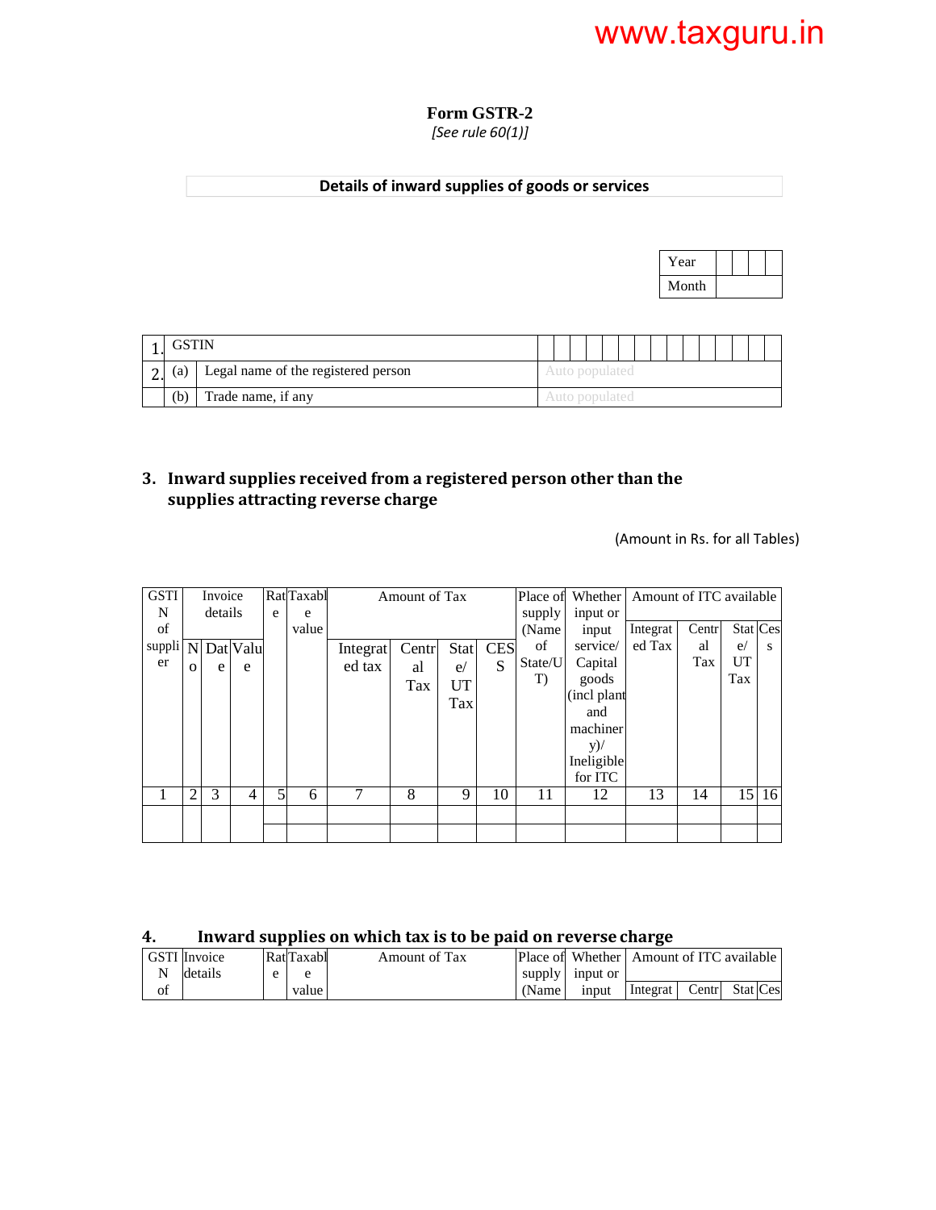www.taxguru.in

# Form GSTR-2

*[See rule 60(1)]*

**Details of inward supplies of goods or services**

| Year | | | | |
|---|---|---|---|---|
| Month | | | | |

| | | | |
|---|---|---|---|
| 1. | GSTIN | | |
| 2. | (a) | Legal name of the registered person | Auto populated |
| | (b) | Trade name, if any | Auto populated |

## 3. Inward supplies received from a registered person other than the supplies attracting reverse charge

(Amount in Rs. for all Tables)

| GSTIN of supplier | Invoice details | | | Rate | Taxable value | Amount of Tax | | | | Place of supply (Name of State/UT) | Whether input or input service/ Capital goods (incl plant and machinery)/ Ineligible for ITC | Amount of ITC available | | | |
|---|---|---|---|---|---|---|---|---|---|---|---|---|---|---|---|
| | No | Date | Value | | | Integrated tax | Central Tax | State/ UT Tax | CESS | | | Integrated Tax | Central Tax | State/ UT Tax | Cess |
| 1 | 2 | 3 | 4 | 5 | 6 | 7 | 8 | 9 | 10 | 11 | 12 | 13 | 14 | 15 | 16 |
| | | | | | | | | | | | | | | | |
| | | | | | | | | | | | | | | | |

## 4. Inward supplies on which tax is to be paid on reverse charge

| GSTIN of | Invoice details | Rate | Taxable value | Amount of Tax | Place of supply (Name | Whether input or input | Amount of ITC available | | | |
|---|---|---|---|---|---|---|---|---|---|---|
| | | | | | | | Integrat | Centr | Stat | Ces |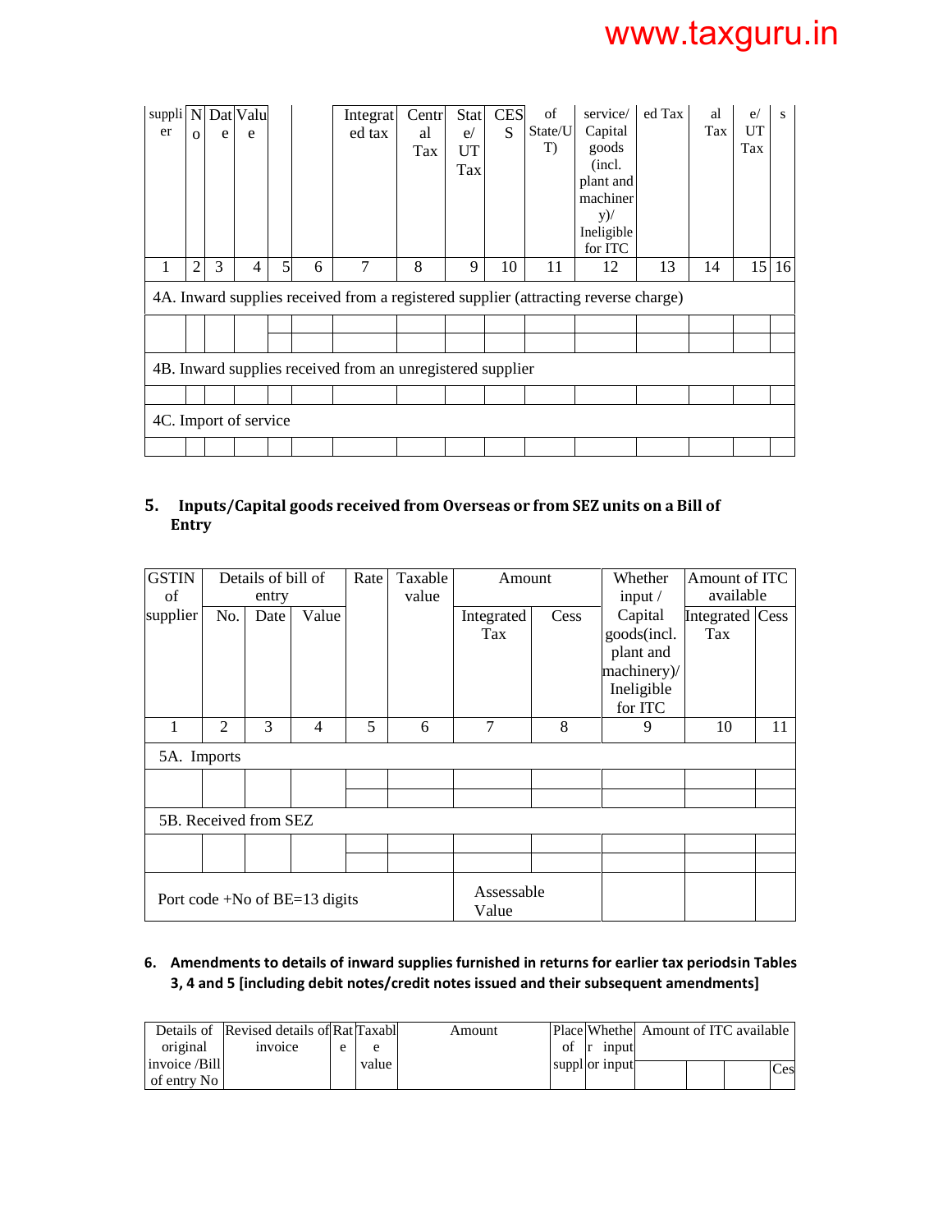| suppli er | No | Date | Value | | | Integrated tax | Central Tax | State/ UT Tax | CESS | of State/UT) | service/ Capital goods (incl. plant and machinery)/ Ineligible for ITC | ed Tax | al Tax | e/ UT Tax | s |
|---|---|---|---|---|---|---|---|---|---|---|---|---|---|---|---|
| 1 | 2 | 3 | 4 | 5 | 6 | 7 | 8 | 9 | 10 | 11 | 12 | 13 | 14 | 15 | 16 |
| 4A. Inward supplies received from a registered supplier (attracting reverse charge) | | | | | | | | | | | | | | | |
| | | | | | | | | | | | | | | | |
| | | | | | | | | | | | | | | | |
| 4B. Inward supplies received from an unregistered supplier | | | | | | | | | | | | | | | |
| | | | | | | | | | | | | | | | |
| 4C. Import of service | | | | | | | | | | | | | | | |
| | | | | | | | | | | | | | | | |

## 5. Inputs/Capital goods received from Overseas or from SEZ units on a Bill of Entry

| GSTIN of supplier | Details of bill of entry | | | Rate | Taxable value | Amount | | Whether input / Capital goods(incl. plant and machinery)/ Ineligible for ITC | Amount of ITC available | |
|---|---|---|---|---|---|---|---|---|---|---|
| | No. | Date | Value | | | Integrated Tax | Cess | | Integrated Tax | Cess |
| 1 | 2 | 3 | 4 | 5 | 6 | 7 | 8 | 9 | 10 | 11 |
| 5A. Imports | | | | | | | | | | |
| | | | | | | | | | | |
| | | | | | | | | | | |
| 5B. Received from SEZ | | | | | | | | | | |
| | | | | | | | | | | |
| | | | | | | | | | | |
| Port code +No of BE=13 digits | | | | | | Assessable Value | | | | |

## 6. Amendments to details of inward supplies furnished in returns for earlier tax periodsin Tables 3, 4 and 5 [including debit notes/credit notes issued and their subsequent amendments]

| Details of original invoice /Bill of entry No | Revised details of invoice | Rate | Taxable value | Amount | Place of suppl | Whether input or input | Amount of ITC available | | | |
|---|---|---|---|---|---|---|---|---|---|---|
| | | | | | | | | | | Ces |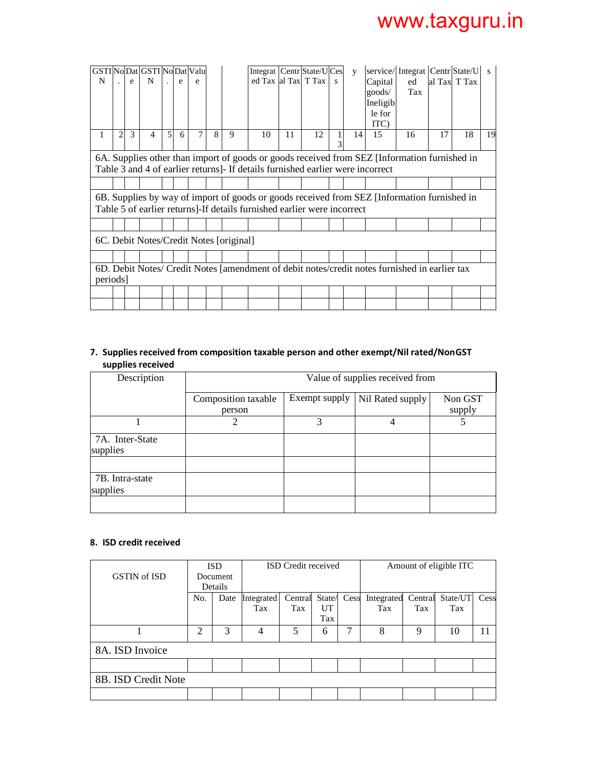| GSTIN | No. | Date | GSTIN | No. | Date | Value | | | Integrated Tax | Central Tax | State/UT Tax | Cess | y | service/ Capital goods/ Ineligible for ITC) | Integrated Tax | Central Tax | State/UT Tax | s |
|---|---|---|---|---|---|---|---|---|---|---|---|---|---|---|---|---|---|---|
| 1 | 2 | 3 | 4 | 5 | 6 | 7 | 8 | 9 | 10 | 11 | 12 | 13 | 14 | 15 | 16 | 17 | 18 | 19 |
| 6A. Supplies other than import of goods or goods received from SEZ [Information furnished in Table 3 and 4 of earlier returns]- If details furnished earlier were incorrect | | | | | | | | | | | | | | | | | | |
| | | | | | | | | | | | | | | | | | | |
| 6B. Supplies by way of import of goods or goods received from SEZ [Information furnished in Table 5 of earlier returns]-If details furnished earlier were incorrect | | | | | | | | | | | | | | | | | | |
| | | | | | | | | | | | | | | | | | | |
| 6C. Debit Notes/Credit Notes [original] | | | | | | | | | | | | | | | | | | |
| | | | | | | | | | | | | | | | | | | |
| 6D. Debit Notes/ Credit Notes [amendment of debit notes/credit notes furnished in earlier tax periods] | | | | | | | | | | | | | | | | | | |
| | | | | | | | | | | | | | | | | | | |
| | | | | | | | | | | | | | | | | | | |

## 7. Supplies received from composition taxable person and other exempt/Nil rated/NonGST supplies received

| Description | Value of supplies received from | | | |
|---|---|---|---|---|
| | Composition taxable person | Exempt supply | Nil Rated supply | Non GST supply |
| 1 | 2 | 3 | 4 | 5 |
| 7A. Inter-State supplies | | | | |
| | | | | |
| 7B. Intra-state supplies | | | | |
| | | | | |

## 8. ISD credit received

| GSTIN of ISD | ISD Document Details | | ISD Credit received | | | | Amount of eligible ITC | | | |
|---|---|---|---|---|---|---|---|---|---|---|
| | No. | Date | Integrated Tax | Central Tax | State/ UT Tax | Cess | Integrated Tax | Central Tax | State/UT Tax | Cess |
| 1 | 2 | 3 | 4 | 5 | 6 | 7 | 8 | 9 | 10 | 11 |
| 8A. ISD Invoice | | | | | | | | | | |
| | | | | | | | | | | |
| 8B. ISD Credit Note | | | | | | | | | | |
| | | | | | | | | | | |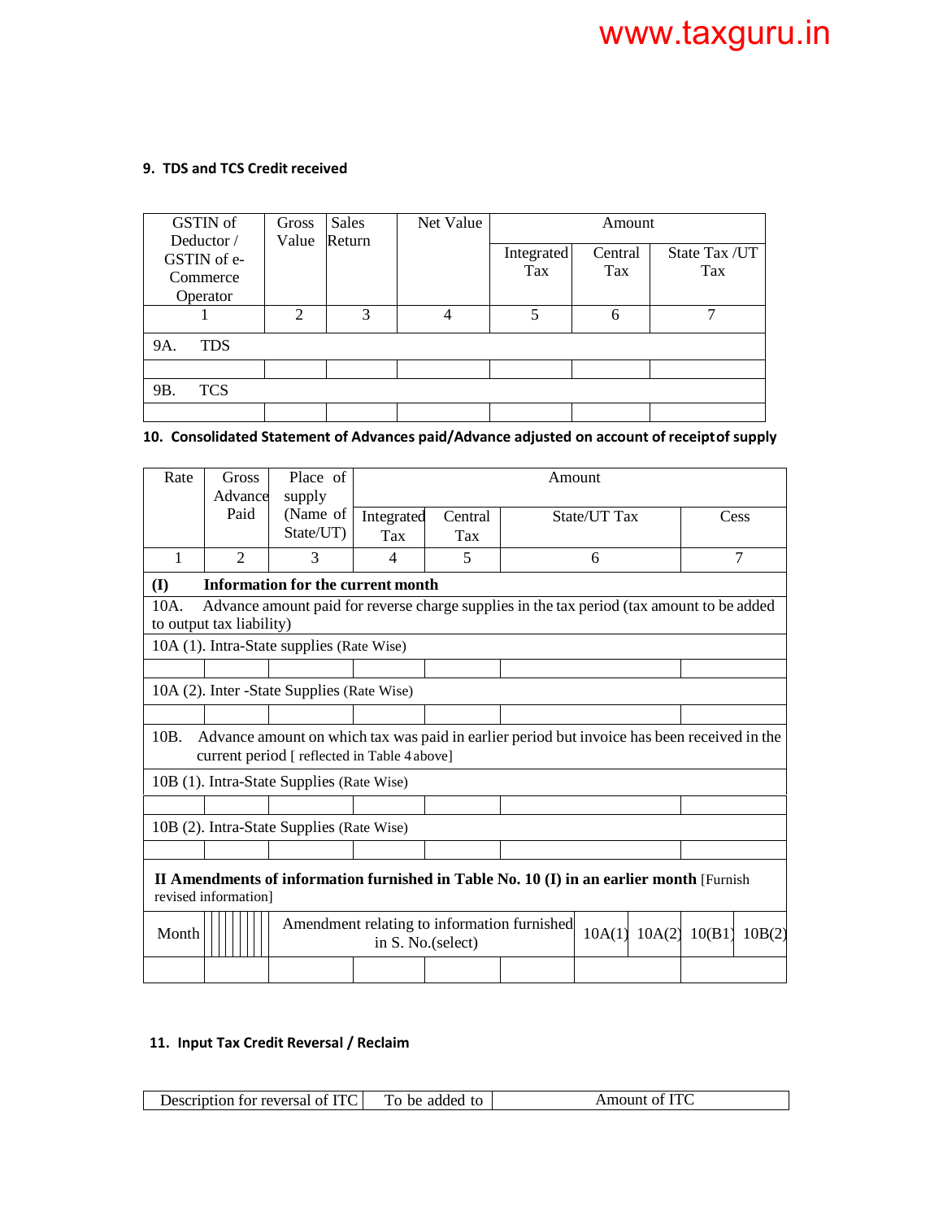### 9. TDS and TCS Credit received

| GSTIN of Deductor / GSTIN of e-Commerce Operator | Gross Value | Sales Return | Net Value | Amount | | |
|---|---|---|---|---|---|---|
| | | | | Integrated Tax | Central Tax | State Tax /UT Tax |
| 1 | 2 | 3 | 4 | 5 | 6 | 7 |
| 9A. TDS | | | | | | |
| | | | | | | |
| 9B. TCS | | | | | | |
| | | | | | | |

### 10. Consolidated Statement of Advances paid/Advance adjusted on account of receiptof supply

| Rate | Gross Advance Paid | Place of supply (Name of State/UT) | Amount | | | |
|---|---|---|---|---|---|---|
| | | | Integrated Tax | Central Tax | State/UT Tax | Cess |
| 1 | 2 | 3 | 4 | 5 | 6 | 7 |
| **(I) Information for the current month** | | | | | | |
| 10A. Advance amount paid for reverse charge supplies in the tax period (tax amount to be added to output tax liability) | | | | | | |
| 10A (1). Intra-State supplies (Rate Wise) | | | | | | |
| | | | | | | |
| 10A (2). Inter -State Supplies (Rate Wise) | | | | | | |
| | | | | | | |
| 10B. Advance amount on which tax was paid in earlier period but invoice has been received in the current period [ reflected in Table 4 above] | | | | | | |
| 10B (1). Intra-State Supplies (Rate Wise) | | | | | | |
| | | | | | | |
| 10B (2). Intra-State Supplies (Rate Wise) | | | | | | |
| | | | | | | |
| **II Amendments of information furnished in Table No. 10 (I) in an earlier month** [Furnish revised information] | | | | | | |
| Month | | Amendment relating to information furnished in S. No.(select) | 10A(1) | 10A(2) | 10(B1) | 10B(2) |
| | | | | | | |

### 11. Input Tax Credit Reversal / Reclaim

| Description for reversal of ITC | To be added to | Amount of ITC |
|---|---|---|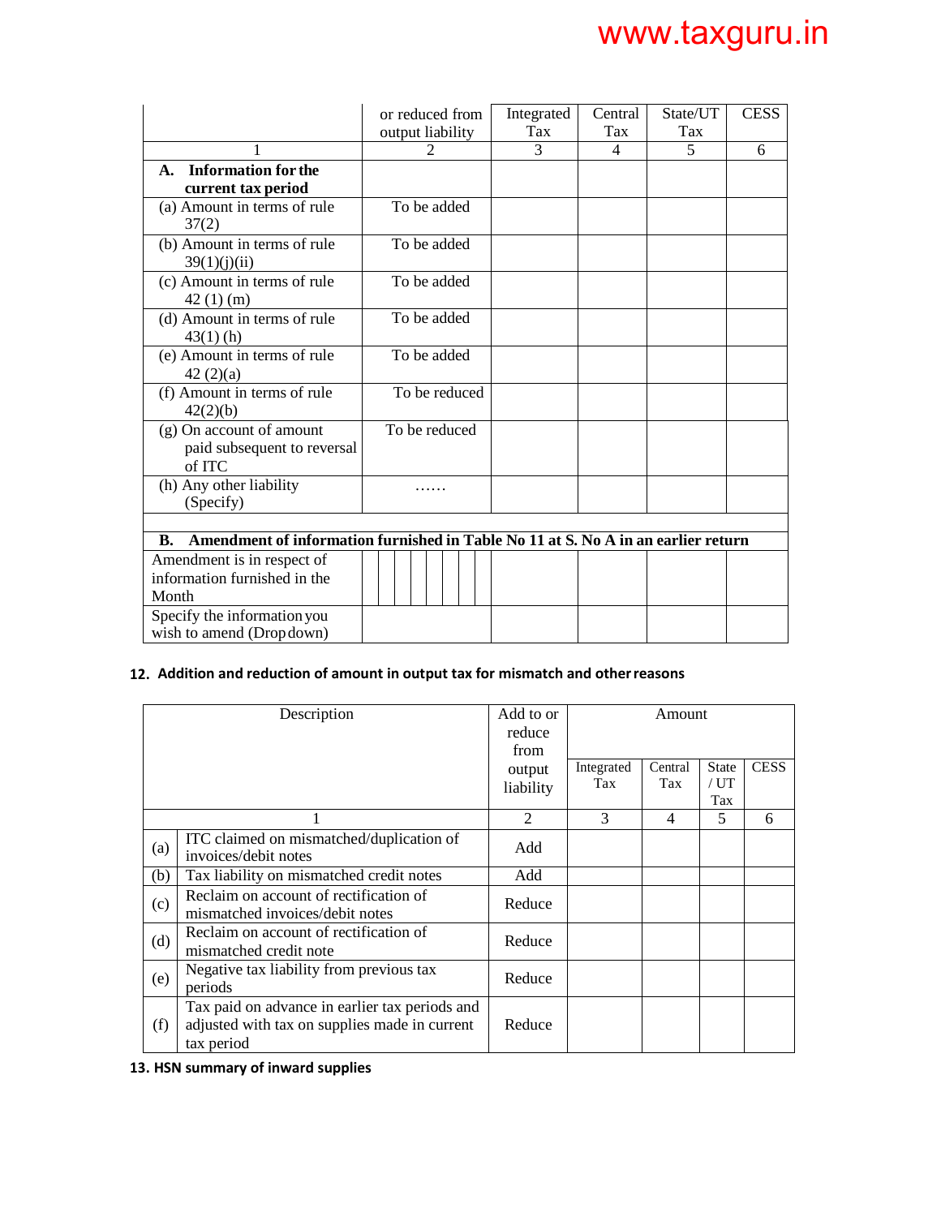| | or reduced from output liability | Integrated Tax | Central Tax | State/UT Tax | CESS |
|---|---|---|---|---|---|
| 1 | 2 | 3 | 4 | 5 | 6 |
| **A. Information for the current tax period** | | | | | |
| (a) Amount in terms of rule 37(2) | To be added | | | | |
| (b) Amount in terms of rule 39(1)(j)(ii) | To be added | | | | |
| (c) Amount in terms of rule 42 (1) (m) | To be added | | | | |
| (d) Amount in terms of rule 43(1) (h) | To be added | | | | |
| (e) Amount in terms of rule 42 (2)(a) | To be added | | | | |
| (f) Amount in terms of rule 42(2)(b) | To be reduced | | | | |
| (g) On account of amount paid subsequent to reversal of ITC | To be reduced | | | | |
| (h) Any other liability (Specify) | …… | | | | |
| | | | | | |
| **B. Amendment of information furnished in Table No 11 at S. No A in an earlier return** | | | | | |
| Amendment is in respect of information furnished in the Month | | | | | |
| Specify the information you wish to amend (Drop down) | | | | | |

**12. Addition and reduction of amount in output tax for mismatch and other reasons**

| | Description | Add to or reduce from output liability | Amount | | | |
|---|---|---|---|---|---|---|
| | | | Integrated Tax | Central Tax | State / UT Tax | CESS |
| | 1 | 2 | 3 | 4 | 5 | 6 |
| (a) | ITC claimed on mismatched/duplication of invoices/debit notes | Add | | | | |
| (b) | Tax liability on mismatched credit notes | Add | | | | |
| (c) | Reclaim on account of rectification of mismatched invoices/debit notes | Reduce | | | | |
| (d) | Reclaim on account of rectification of mismatched credit note | Reduce | | | | |
| (e) | Negative tax liability from previous tax periods | Reduce | | | | |
| (f) | Tax paid on advance in earlier tax periods and adjusted with tax on supplies made in current tax period | Reduce | | | | |

**13. HSN summary of inward supplies**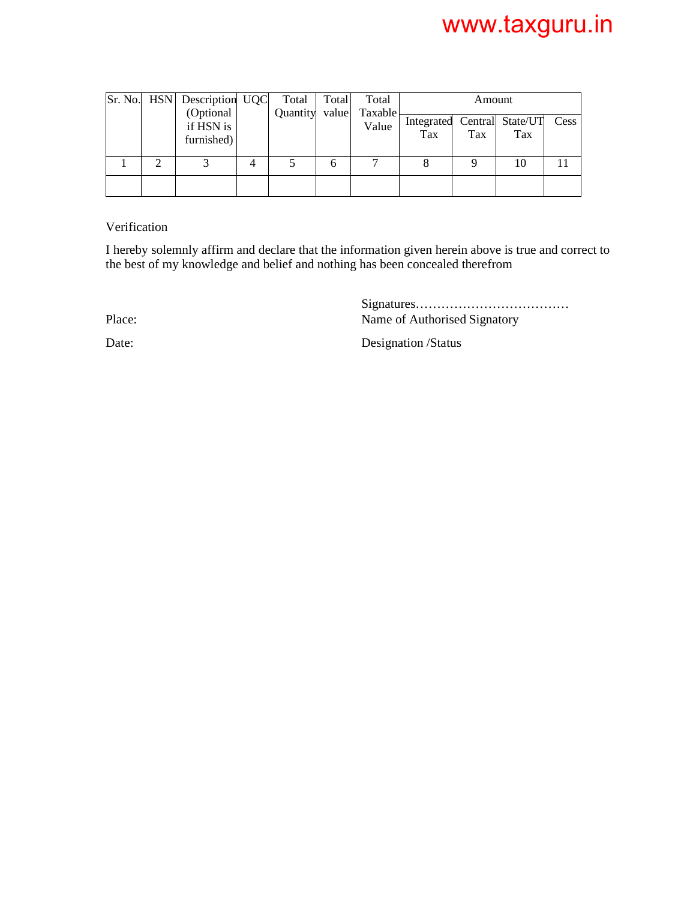| Sr. No. | HSN | Description (Optional if HSN is furnished) | UQC | Total Quantity | Total value | Total Taxable Value | Amount | | | |
|---|---|---|---|---|---|---|---|---|---|---|
| | | | | | | | Integrated Tax | Central Tax | State/UT Tax | Cess |
| 1 | 2 | 3 | 4 | 5 | 6 | 7 | 8 | 9 | 10 | 11 |
| | | | | | | | | | | |

Verification

I hereby solemnly affirm and declare that the information given herein above is true and correct to the best of my knowledge and belief and nothing has been concealed therefrom

Signatures………………………………

Place: Name of Authorised Signatory

Date: Designation /Status